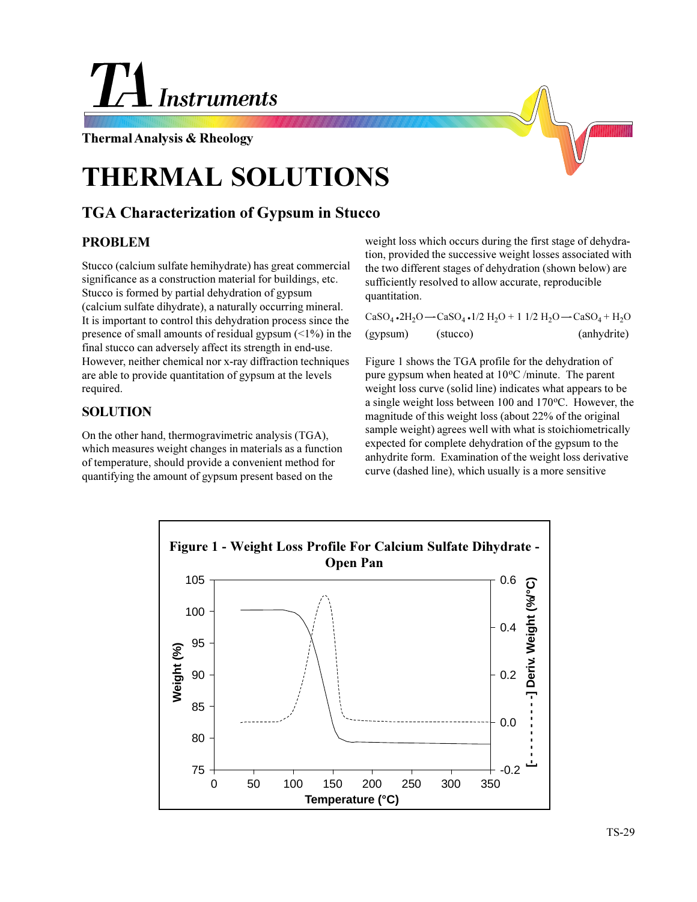TA Instruments

Thermal Analysis & Rheology

# THERMAL SOLUTIONS

## TGA Characterization of Gypsum in Stucco

### PROBLEM

Stucco (calcium sulfate hemihydrate) has great commercial significance as a construction material for buildings, etc. Stucco is formed by partial dehydration of gypsum (calcium sulfate dihydrate), a naturally occurring mineral. It is important to control this dehydration process since the presence of small amounts of residual gypsum (<1%) in the final stucco can adversely affect its strength in end-use. However, neither chemical nor x-ray diffraction techniques are able to provide quantitation of gypsum at the levels required.

### SOLUTION

On the other hand, thermogravimetric analysis (TGA), which measures weight changes in materials as a function of temperature, should provide a convenient method for quantifying the amount of gypsum present based on the weight loss which occurs during the first stage of dehydration, provided the successive weight losses associated with the two different stages of dehydration (shown below) are sufficiently resolved to allow accurate, reproducible quantitation.

$$CaSO_4 \bullet 2H_2O \rightarrow CaSO_4 \bullet 1/2\ H_2O + 1\ 1/2\ H_2O \rightarrow CaSO_4 + H_2O$$

(gypsum) (stucco) (anhydrite)

Figure 1 shows the TGA profile for the dehydration of pure gypsum when heated at 10°C /minute. The parent weight loss curve (solid line) indicates what appears to be a single weight loss between 100 and 170°C. However, the magnitude of this weight loss (about 22% of the original sample weight) agrees well with what is stoichiometrically expected for complete dehydration of the gypsum to the anhydrite form. Examination of the weight loss derivative curve (dashed line), which usually is a more sensitive

**Figure 1 - Weight Loss Profile For Calcium Sulfate Dihydrate - Open Pan**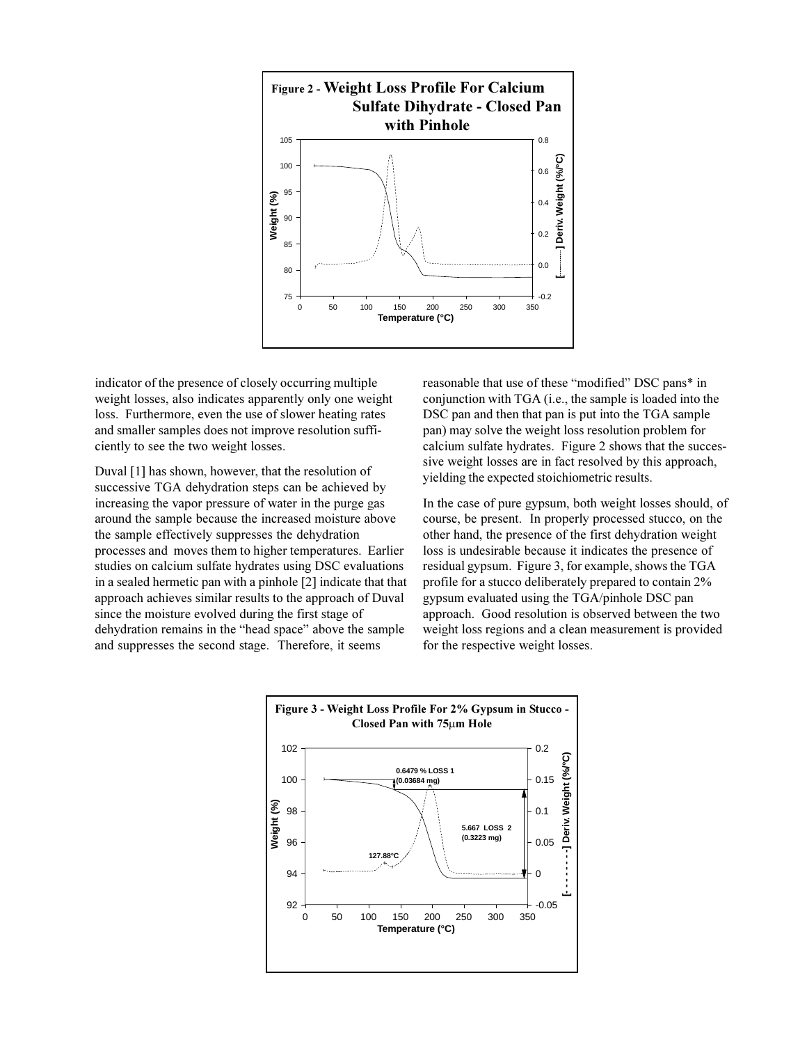**Figure 2 - Weight Loss Profile For Calcium Sulfate Dihydrate - Closed Pan with Pinhole**

indicator of the presence of closely occurring multiple weight losses, also indicates apparently only one weight loss. Furthermore, even the use of slower heating rates and smaller samples does not improve resolution sufficiently to see the two weight losses.

Duval [1] has shown, however, that the resolution of successive TGA dehydration steps can be achieved by increasing the vapor pressure of water in the purge gas around the sample because the increased moisture above the sample effectively suppresses the dehydration processes and moves them to higher temperatures. Earlier studies on calcium sulfate hydrates using DSC evaluations in a sealed hermetic pan with a pinhole [2] indicate that that approach achieves similar results to the approach of Duval since the moisture evolved during the first stage of dehydration remains in the "head space" above the sample and suppresses the second stage. Therefore, it seems reasonable that use of these "modified" DSC pans* in conjunction with TGA (i.e., the sample is loaded into the DSC pan and then that pan is put into the TGA sample pan) may solve the weight loss resolution problem for calcium sulfate hydrates. Figure 2 shows that the successive weight losses are in fact resolved by this approach, yielding the expected stoichiometric results.

In the case of pure gypsum, both weight losses should, of course, be present. In properly processed stucco, on the other hand, the presence of the first dehydration weight loss is undesirable because it indicates the presence of residual gypsum. Figure 3, for example, shows the TGA profile for a stucco deliberately prepared to contain 2% gypsum evaluated using the TGA/pinhole DSC pan approach. Good resolution is observed between the two weight loss regions and a clean measurement is provided for the respective weight losses.

**Figure 3 - Weight Loss Profile For 2% Gypsum in Stucco - Closed Pan with 75µm Hole**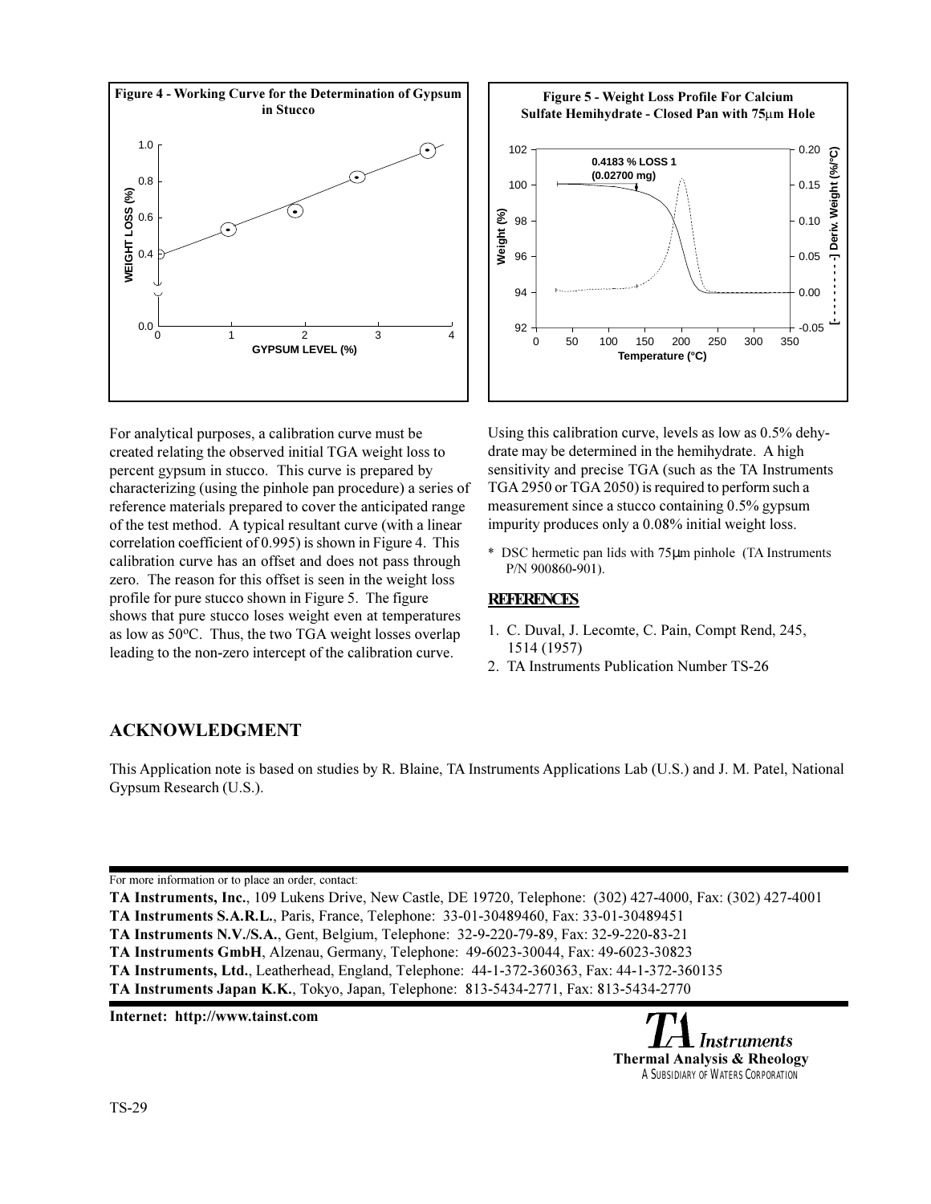**Figure 4 - Working Curve for the Determination of Gypsum in Stucco**

WEIGHT LOSS (%)

1.0
0.8
0.6
0.4
0.0

0 1 2 3 4

GYPSUM LEVEL (%)

**Figure 5 - Weight Loss Profile For Calcium Sulfate Hemihydrate - Closed Pan with 75μm Hole**

0.4183 % LOSS 1
(0.02700 mg)

Weight (%)

102
100
98
96
94
92

0 50 100 150 200 250 300 350

Temperature (°C)

[- - - - - - -] Deriv. Weight (%/°C)

0.20
0.15
0.10
0.05
0.00
-0.05

For analytical purposes, a calibration curve must be created relating the observed initial TGA weight loss to percent gypsum in stucco. This curve is prepared by characterizing (using the pinhole pan procedure) a series of reference materials prepared to cover the anticipated range of the test method. A typical resultant curve (with a linear correlation coefficient of 0.995) is shown in Figure 4. This calibration curve has an offset and does not pass through zero. The reason for this offset is seen in the weight loss profile for pure stucco shown in Figure 5. The figure shows that pure stucco loses weight even at temperatures as low as 50°C. Thus, the two TGA weight losses overlap leading to the non-zero intercept of the calibration curve.

Using this calibration curve, levels as low as 0.5% dehydrate may be determined in the hemihydrate. A high sensitivity and precise TGA (such as the TA Instruments TGA 2950 or TGA 2050) is required to perform such a measurement since a stucco containing 0.5% gypsum impurity produces only a 0.08% initial weight loss.

* DSC hermetic pan lids with 75μm pinhole (TA Instruments P/N 900860-901).

## REFERENCES

1. C. Duval, J. Lecomte, C. Pain, Compt Rend, 245, 1514 (1957)
2. TA Instruments Publication Number TS-26

## ACKNOWLEDGMENT

This Application note is based on studies by R. Blaine, TA Instruments Applications Lab (U.S.) and J. M. Patel, National Gypsum Research (U.S.).

For more information or to place an order, contact:

**TA Instruments, Inc.**, 109 Lukens Drive, New Castle, DE 19720, Telephone: (302) 427-4000, Fax: (302) 427-4001
**TA Instruments S.A.R.L.**, Paris, France, Telephone: 33-01-30489460, Fax: 33-01-30489451
**TA Instruments N.V./S.A.**, Gent, Belgium, Telephone: 32-9-220-79-89, Fax: 32-9-220-83-21
**TA Instruments GmbH**, Alzenau, Germany, Telephone: 49-6023-30044, Fax: 49-6023-30823
**TA Instruments, Ltd.**, Leatherhead, England, Telephone: 44-1-372-360363, Fax: 44-1-372-360135
**TA Instruments Japan K.K.**, Tokyo, Japan, Telephone: 813-5434-2771, Fax: 813-5434-2770

**Internet: http://www.tainst.com**

TA Instruments
**Thermal Analysis & Rheology**
A SUBSIDIARY OF WATERS CORPORATION

TS-29